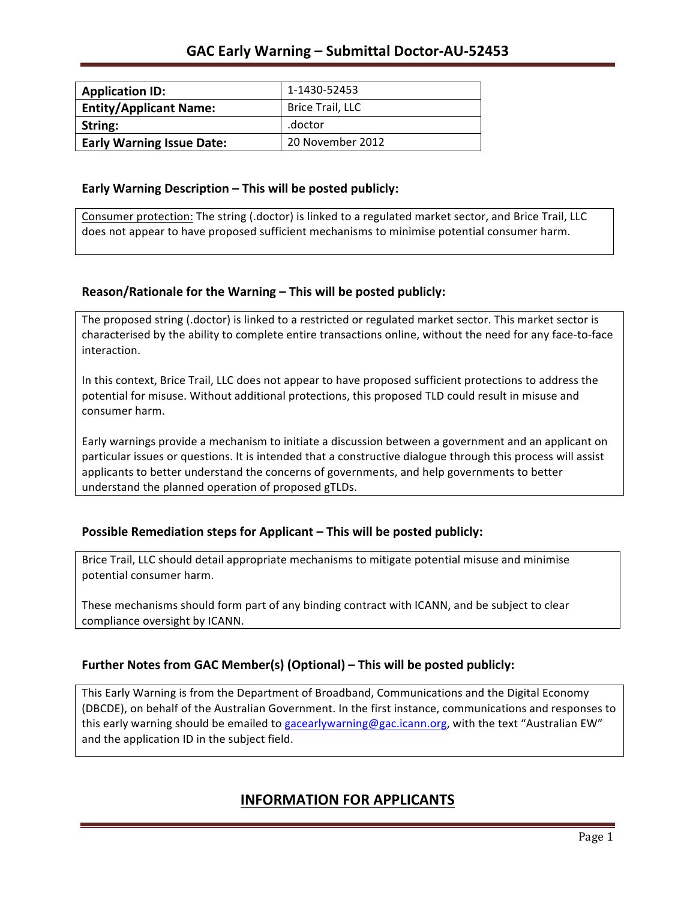# GAC Early Warning – Submittal Doctor-AU-52453

| Application ID: | 1-1430-52453 |
| --- | --- |
| Entity/Applicant Name: | Brice Trail, LLC |
| String: | .doctor |
| Early Warning Issue Date: | 20 November 2012 |

### Early Warning Description – This will be posted publicly:

Consumer protection: The string (.doctor) is linked to a regulated market sector, and Brice Trail, LLC does not appear to have proposed sufficient mechanisms to minimise potential consumer harm.

### Reason/Rationale for the Warning – This will be posted publicly:

The proposed string (.doctor) is linked to a restricted or regulated market sector. This market sector is characterised by the ability to complete entire transactions online, without the need for any face-to-face interaction.

In this context, Brice Trail, LLC does not appear to have proposed sufficient protections to address the potential for misuse. Without additional protections, this proposed TLD could result in misuse and consumer harm.

Early warnings provide a mechanism to initiate a discussion between a government and an applicant on particular issues or questions. It is intended that a constructive dialogue through this process will assist applicants to better understand the concerns of governments, and help governments to better understand the planned operation of proposed gTLDs.

### Possible Remediation steps for Applicant – This will be posted publicly:

Brice Trail, LLC should detail appropriate mechanisms to mitigate potential misuse and minimise potential consumer harm.

These mechanisms should form part of any binding contract with ICANN, and be subject to clear compliance oversight by ICANN.

### Further Notes from GAC Member(s) (Optional) – This will be posted publicly:

This Early Warning is from the Department of Broadband, Communications and the Digital Economy (DBCDE), on behalf of the Australian Government. In the first instance, communications and responses to this early warning should be emailed to gacearlywarning@gac.icann.org, with the text "Australian EW" and the application ID in the subject field.

## INFORMATION FOR APPLICANTS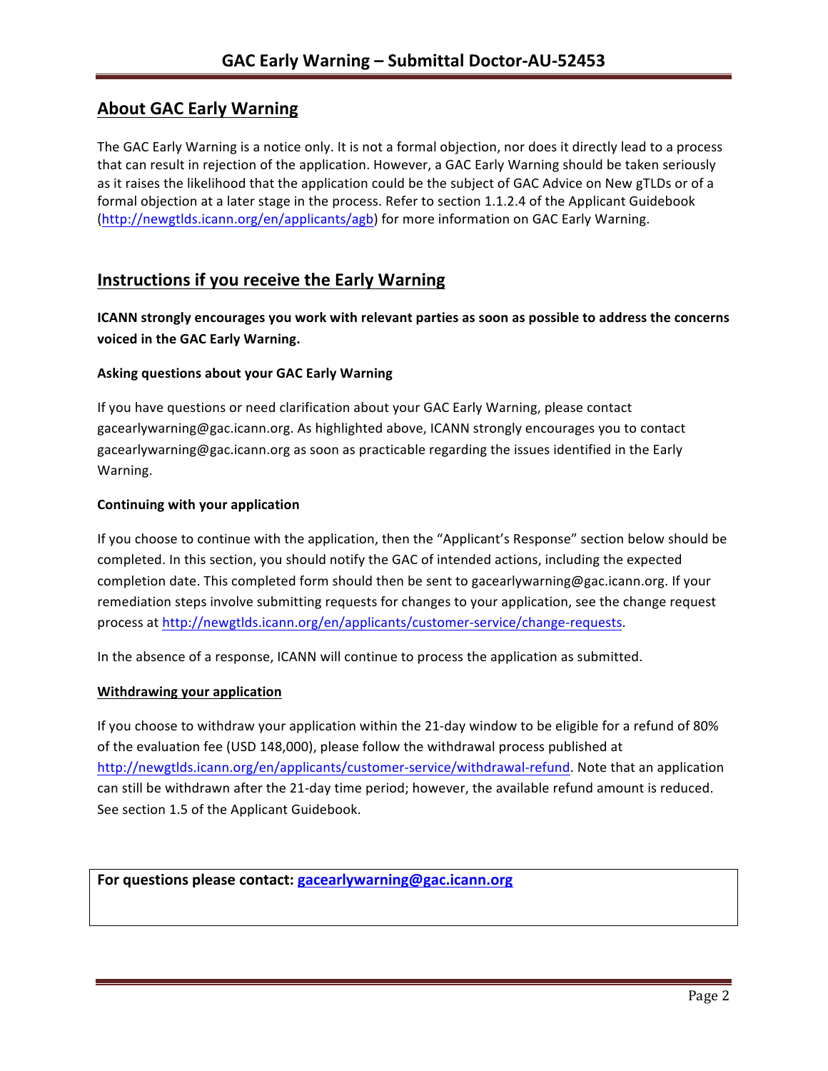## About GAC Early Warning

The GAC Early Warning is a notice only. It is not a formal objection, nor does it directly lead to a process that can result in rejection of the application. However, a GAC Early Warning should be taken seriously as it raises the likelihood that the application could be the subject of GAC Advice on New gTLDs or of a formal objection at a later stage in the process. Refer to section 1.1.2.4 of the Applicant Guidebook (http://newgtlds.icann.org/en/applicants/agb) for more information on GAC Early Warning.

## Instructions if you receive the Early Warning

**ICANN strongly encourages you work with relevant parties as soon as possible to address the concerns voiced in the GAC Early Warning.**

### Asking questions about your GAC Early Warning

If you have questions or need clarification about your GAC Early Warning, please contact gacearlywarning@gac.icann.org. As highlighted above, ICANN strongly encourages you to contact gacearlywarning@gac.icann.org as soon as practicable regarding the issues identified in the Early Warning.

### Continuing with your application

If you choose to continue with the application, then the "Applicant's Response" section below should be completed. In this section, you should notify the GAC of intended actions, including the expected completion date. This completed form should then be sent to gacearlywarning@gac.icann.org. If your remediation steps involve submitting requests for changes to your application, see the change request process at http://newgtlds.icann.org/en/applicants/customer-service/change-requests.

In the absence of a response, ICANN will continue to process the application as submitted.

### Withdrawing your application

If you choose to withdraw your application within the 21-day window to be eligible for a refund of 80% of the evaluation fee (USD 148,000), please follow the withdrawal process published at http://newgtlds.icann.org/en/applicants/customer-service/withdrawal-refund. Note that an application can still be withdrawn after the 21-day time period; however, the available refund amount is reduced. See section 1.5 of the Applicant Guidebook.

**For questions please contact: gacearlywarning@gac.icann.org**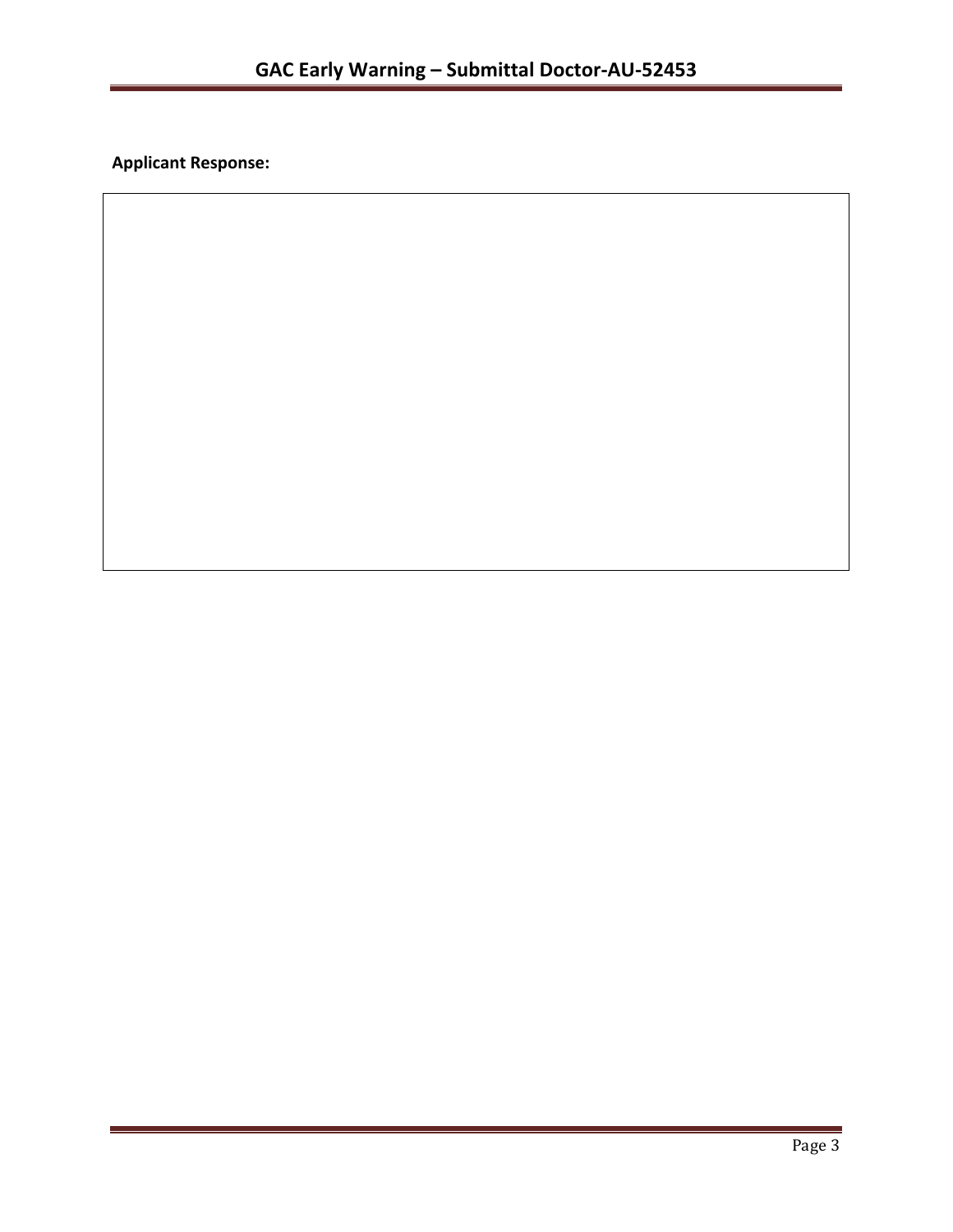**Applicant Response:**